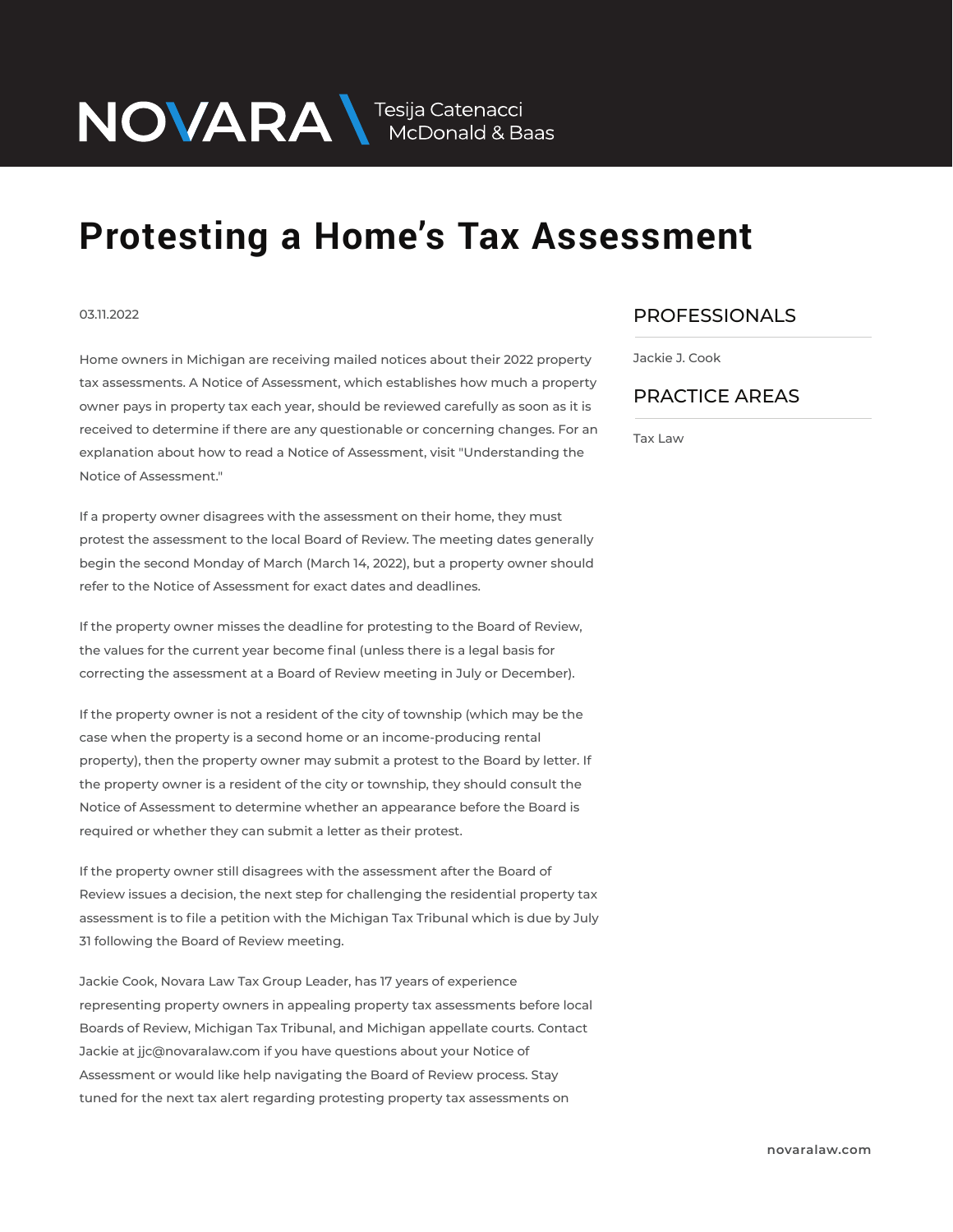NOVARA \ Tesija Catenacci McDonald & Baas

# Protesting a Home's Tax Assessment

03.11.2022

Home owners in Michigan are receiving mailed notices about their 2022 property tax assessments. A Notice of Assessment, which establishes how much a property owner pays in property tax each year, should be reviewed carefully as soon as it is received to determine if there are any questionable or concerning changes. For an explanation about how to read a Notice of Assessment, visit "Understanding the Notice of Assessment."

If a property owner disagrees with the assessment on their home, they must protest the assessment to the local Board of Review. The meeting dates generally begin the second Monday of March (March 14, 2022), but a property owner should refer to the Notice of Assessment for exact dates and deadlines.

If the property owner misses the deadline for protesting to the Board of Review, the values for the current year become final (unless there is a legal basis for correcting the assessment at a Board of Review meeting in July or December).

If the property owner is not a resident of the city of township (which may be the case when the property is a second home or an income-producing rental property), then the property owner may submit a protest to the Board by letter. If the property owner is a resident of the city or township, they should consult the Notice of Assessment to determine whether an appearance before the Board is required or whether they can submit a letter as their protest.

If the property owner still disagrees with the assessment after the Board of Review issues a decision, the next step for challenging the residential property tax assessment is to file a petition with the Michigan Tax Tribunal which is due by July 31 following the Board of Review meeting.

Jackie Cook, Novara Law Tax Group Leader, has 17 years of experience representing property owners in appealing property tax assessments before local Boards of Review, Michigan Tax Tribunal, and Michigan appellate courts. Contact Jackie at jjc@novaralaw.com if you have questions about your Notice of Assessment or would like help navigating the Board of Review process. Stay tuned for the next tax alert regarding protesting property tax assessments on

## PROFESSIONALS

Jackie J. Cook

## PRACTICE AREAS

Tax Law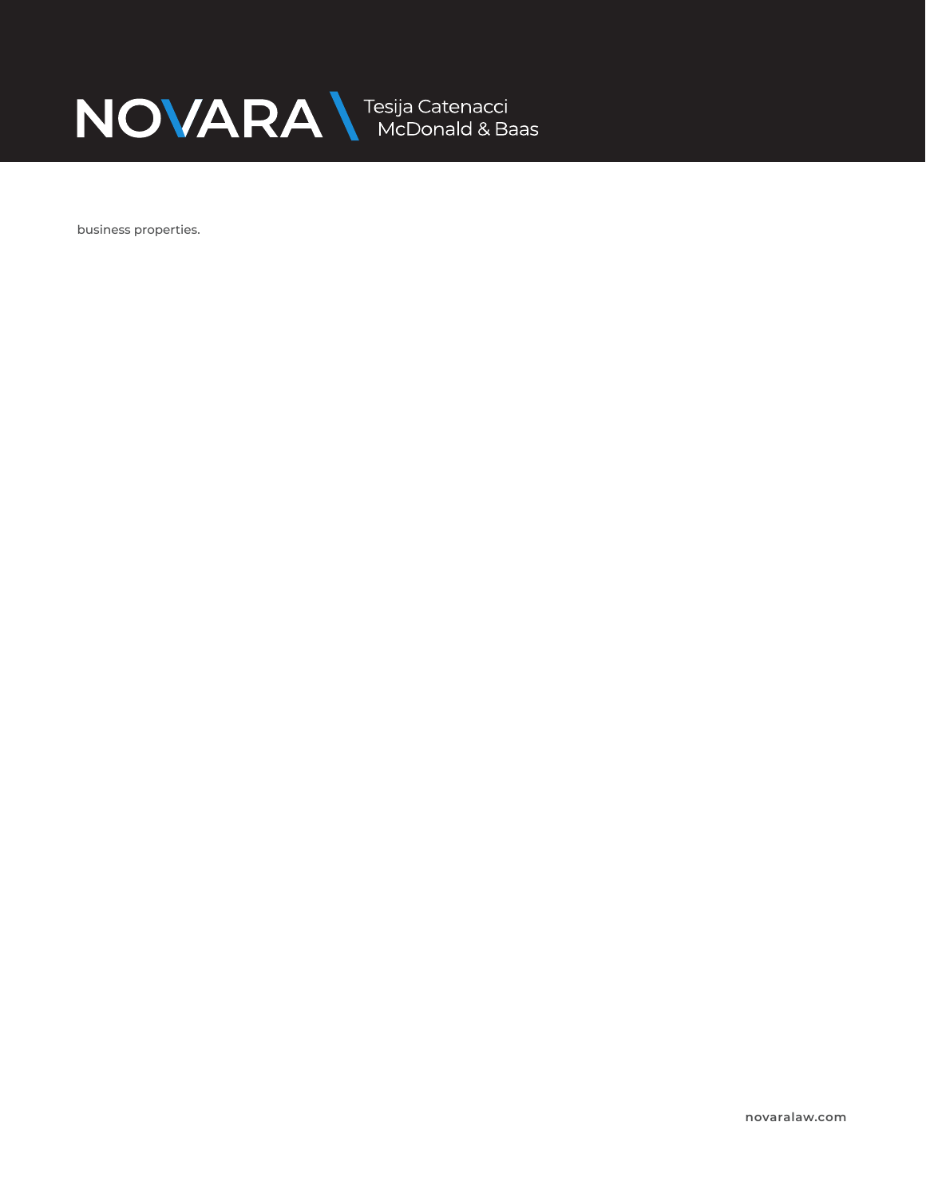business properties.